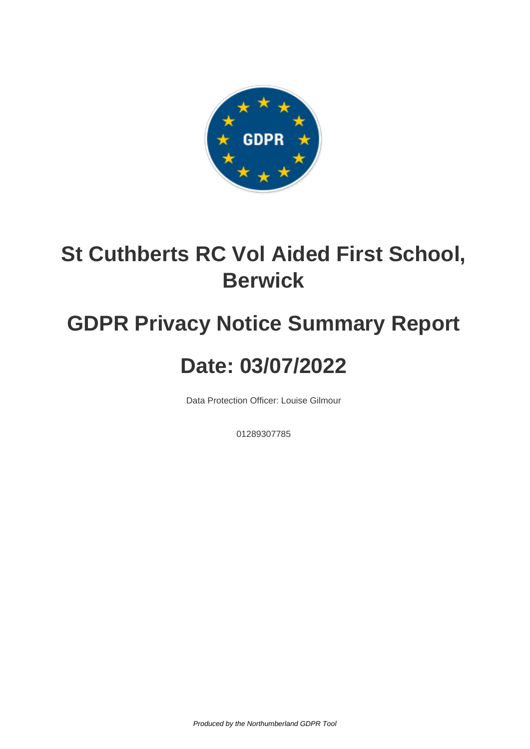# St Cuthberts RC Vol Aided First School, Berwick

# GDPR Privacy Notice Summary Report

# Date: 03/07/2022

Data Protection Officer: Louise Gilmour

01289307785

*Produced by the Northumberland GDPR Tool*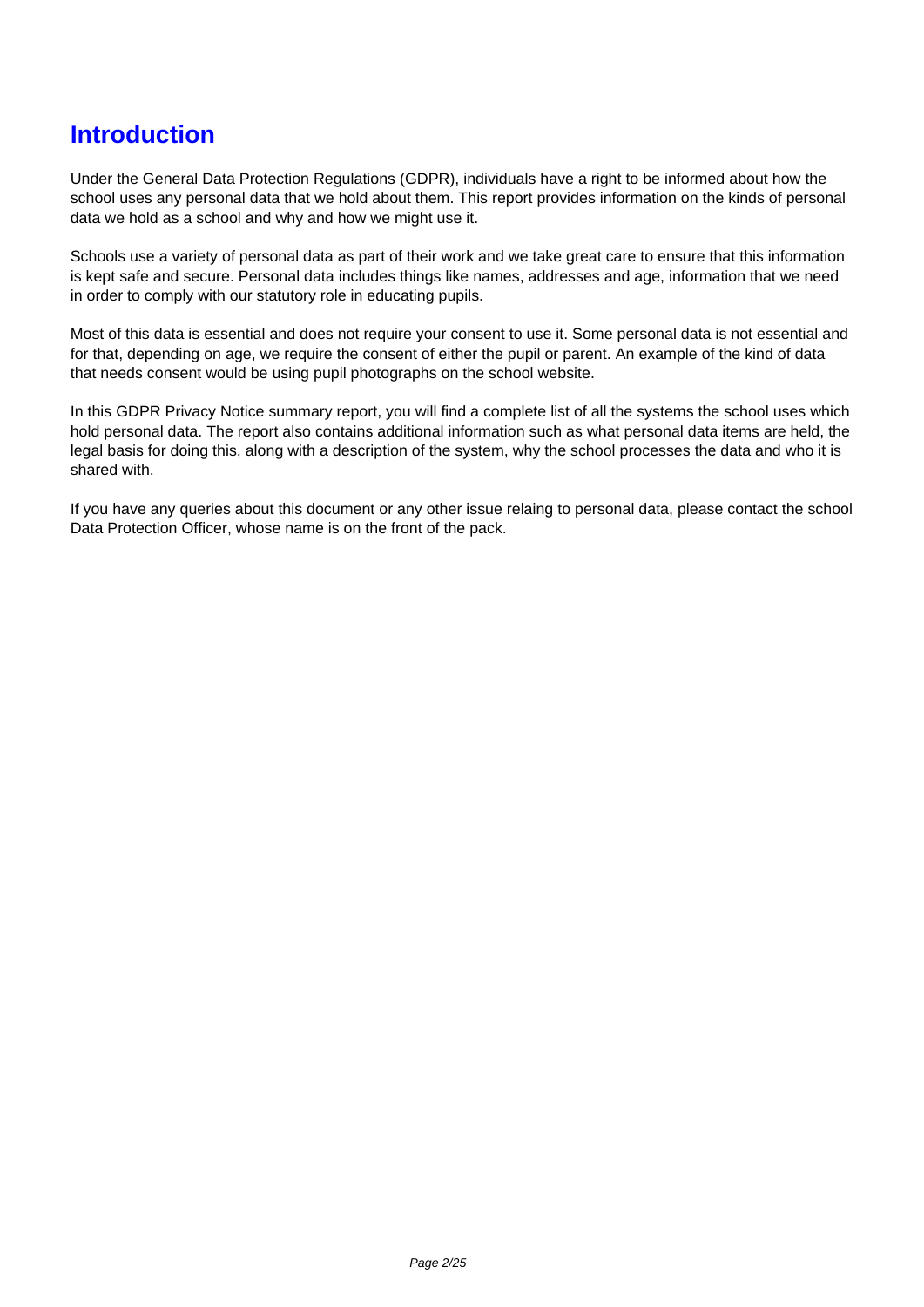# Introduction

Under the General Data Protection Regulations (GDPR), individuals have a right to be informed about how the school uses any personal data that we hold about them. This report provides information on the kinds of personal data we hold as a school and why and how we might use it.

Schools use a variety of personal data as part of their work and we take great care to ensure that this information is kept safe and secure. Personal data includes things like names, addresses and age, information that we need in order to comply with our statutory role in educating pupils.

Most of this data is essential and does not require your consent to use it. Some personal data is not essential and for that, depending on age, we require the consent of either the pupil or parent. An example of the kind of data that needs consent would be using pupil photographs on the school website.

In this GDPR Privacy Notice summary report, you will find a complete list of all the systems the school uses which hold personal data. The report also contains additional information such as what personal data items are held, the legal basis for doing this, along with a description of the system, why the school processes the data and who it is shared with.

If you have any queries about this document or any other issue relaing to personal data, please contact the school Data Protection Officer, whose name is on the front of the pack.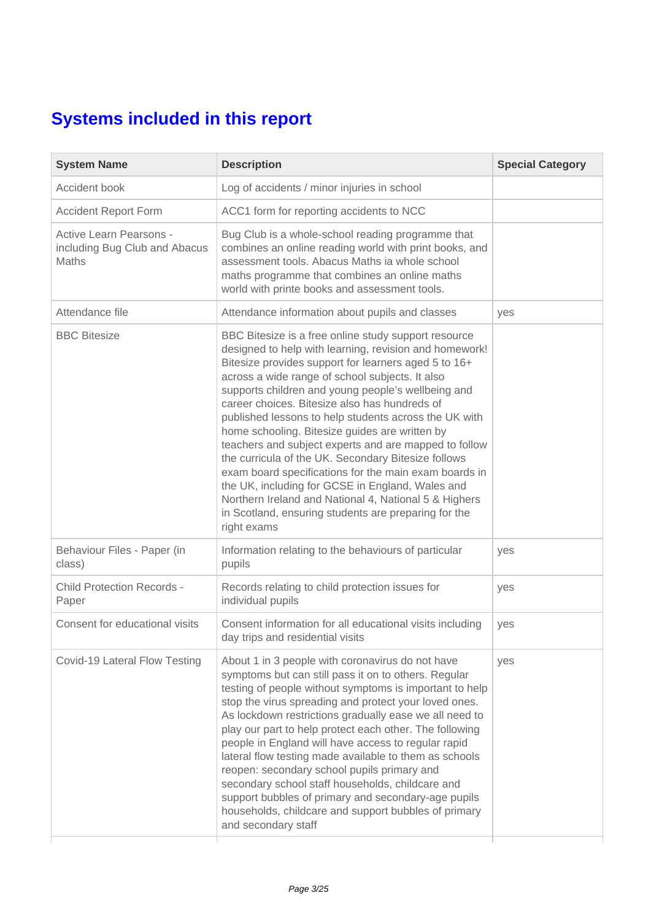# Systems included in this report

| System Name | Description | Special Category |
| --- | --- | --- |
| Accident book | Log of accidents / minor injuries in school | |
| Accident Report Form | ACC1 form for reporting accidents to NCC | |
| Active Learn Pearsons - including Bug Club and Abacus Maths | Bug Club is a whole-school reading programme that combines an online reading world with print books, and assessment tools. Abacus Maths ia whole school maths programme that combines an online maths world with printe books and assessment tools. | |
| Attendance file | Attendance information about pupils and classes | yes |
| BBC Bitesize | BBC Bitesize is a free online study support resource designed to help with learning, revision and homework! Bitesize provides support for learners aged 5 to 16+ across a wide range of school subjects. It also supports children and young people's wellbeing and career choices. Bitesize also has hundreds of published lessons to help students across the UK with home schooling. Bitesize guides are written by teachers and subject experts and are mapped to follow the curricula of the UK. Secondary Bitesize follows exam board specifications for the main exam boards in the UK, including for GCSE in England, Wales and Northern Ireland and National 4, National 5 & Highers in Scotland, ensuring students are preparing for the right exams | |
| Behaviour Files - Paper (in class) | Information relating to the behaviours of particular pupils | yes |
| Child Protection Records - Paper | Records relating to child protection issues for individual pupils | yes |
| Consent for educational visits | Consent information for all educational visits including day trips and residential visits | yes |
| Covid-19 Lateral Flow Testing | About 1 in 3 people with coronavirus do not have symptoms but can still pass it on to others. Regular testing of people without symptoms is important to help stop the virus spreading and protect your loved ones. As lockdown restrictions gradually ease we all need to play our part to help protect each other. The following people in England will have access to regular rapid lateral flow testing made available to them as schools reopen: secondary school pupils primary and secondary school staff households, childcare and support bubbles of primary and secondary-age pupils households, childcare and support bubbles of primary and secondary staff | yes |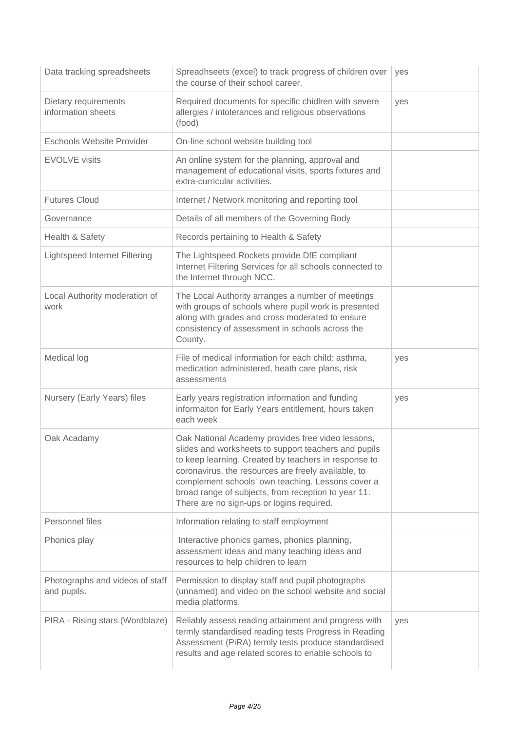| | | |
|---|---|---|
| Data tracking spreadsheets | Spreadhseets (excel) to track progress of children over the course of their school career. | yes |
| Dietary requirements information sheets | Required documents for specific chidlren with severe allergies / intolerances and religious observations (food) | yes |
| Eschools Website Provider | On-line school website building tool | |
| EVOLVE visits | An online system for the planning, approval and management of educational visits, sports fixtures and extra-curricular activities. | |
| Futures Cloud | Internet / Network monitoring and reporting tool | |
| Governance | Details of all members of the Governing Body | |
| Health & Safety | Records pertaining to Health & Safety | |
| Lightspeed Internet Filtering | The Lightspeed Rockets provide DfE compliant Internet Filtering Services for all schools connected to the Internet through NCC. | |
| Local Authority moderation of work | The Local Authority arranges a number of meetings with groups of schools where pupil work is presented along with grades and cross moderated to ensure consistency of assessment in schools across the County. | |
| Medical log | File of medical information for each child: asthma, medication administered, heath care plans, risk assessments | yes |
| Nursery (Early Years) files | Early years registration information and funding informaiton for Early Years entitlement, hours taken each week | yes |
| Oak Acadamy | Oak National Academy provides free video lessons, slides and worksheets to support teachers and pupils to keep learning. Created by teachers in response to coronavirus, the resources are freely available, to complement schools' own teaching. Lessons cover a broad range of subjects, from reception to year 11. There are no sign-ups or logins required. | |
| Personnel files | Information relating to staff employment | |
| Phonics play | Interactive phonics games, phonics planning, assessment ideas and many teaching ideas and resources to help children to learn | |
| Photographs and videos of staff and pupils. | Permission to display staff and pupil photographs (unnamed) and video on the school website and social media platforms. | |
| PIRA - Rising stars (Wordblaze) | Reliably assess reading attainment and progress with termly standardised reading tests Progress in Reading Assessment (PiRA) termly tests produce standardised results and age related scores to enable schools to | yes |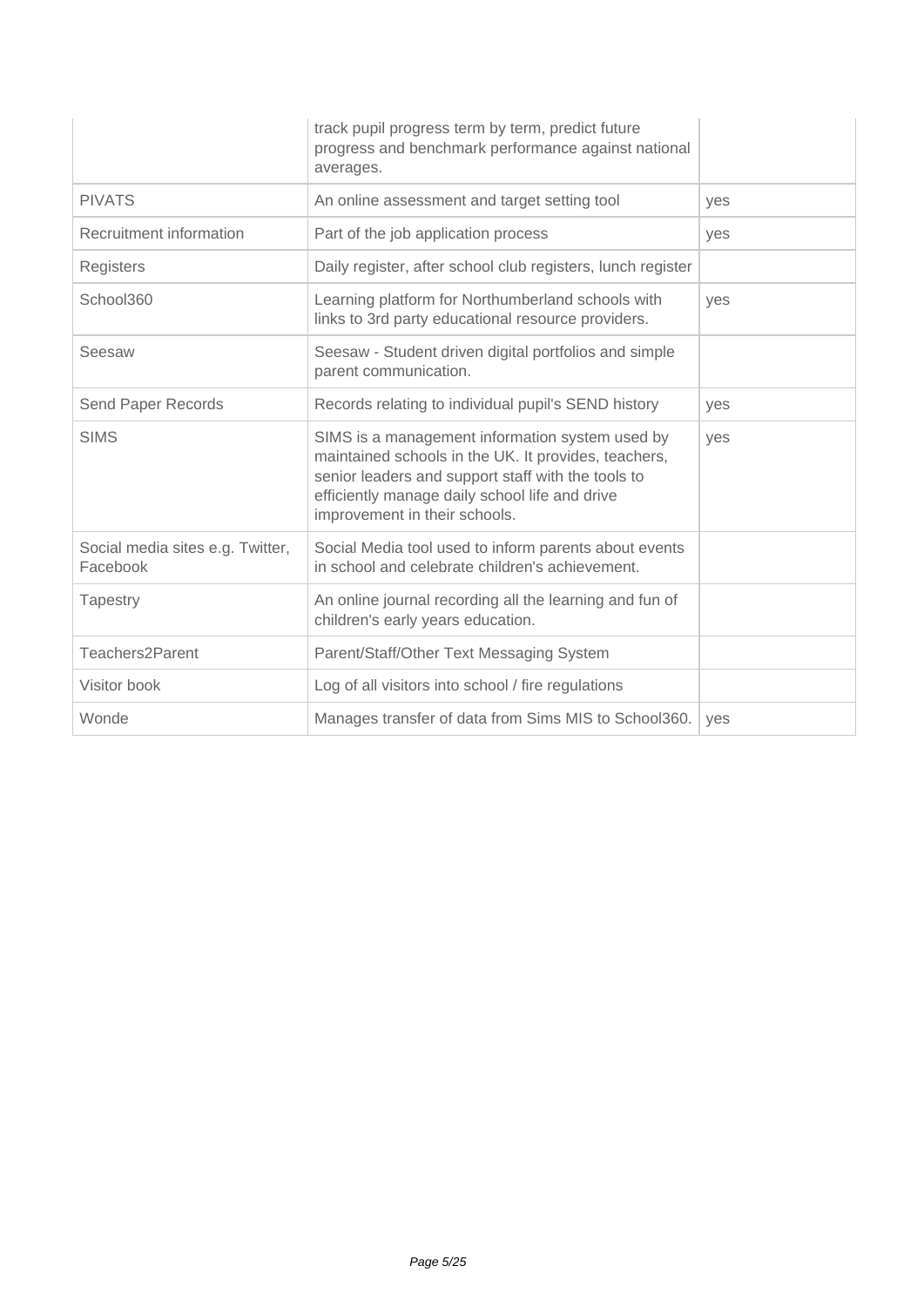| | | |
|---|---|---|
| | track pupil progress term by term, predict future progress and benchmark performance against national averages. | |
| PIVATS | An online assessment and target setting tool | yes |
| Recruitment information | Part of the job application process | yes |
| Registers | Daily register, after school club registers, lunch register | |
| School360 | Learning platform for Northumberland schools with links to 3rd party educational resource providers. | yes |
| Seesaw | Seesaw - Student driven digital portfolios and simple parent communication. | |
| Send Paper Records | Records relating to individual pupil's SEND history | yes |
| SIMS | SIMS is a management information system used by maintained schools in the UK. It provides, teachers, senior leaders and support staff with the tools to efficiently manage daily school life and drive improvement in their schools. | yes |
| Social media sites e.g. Twitter, Facebook | Social Media tool used to inform parents about events in school and celebrate children's achievement. | |
| Tapestry | An online journal recording all the learning and fun of children's early years education. | |
| Teachers2Parent | Parent/Staff/Other Text Messaging System | |
| Visitor book | Log of all visitors into school / fire regulations | |
| Wonde | Manages transfer of data from Sims MIS to School360. | yes |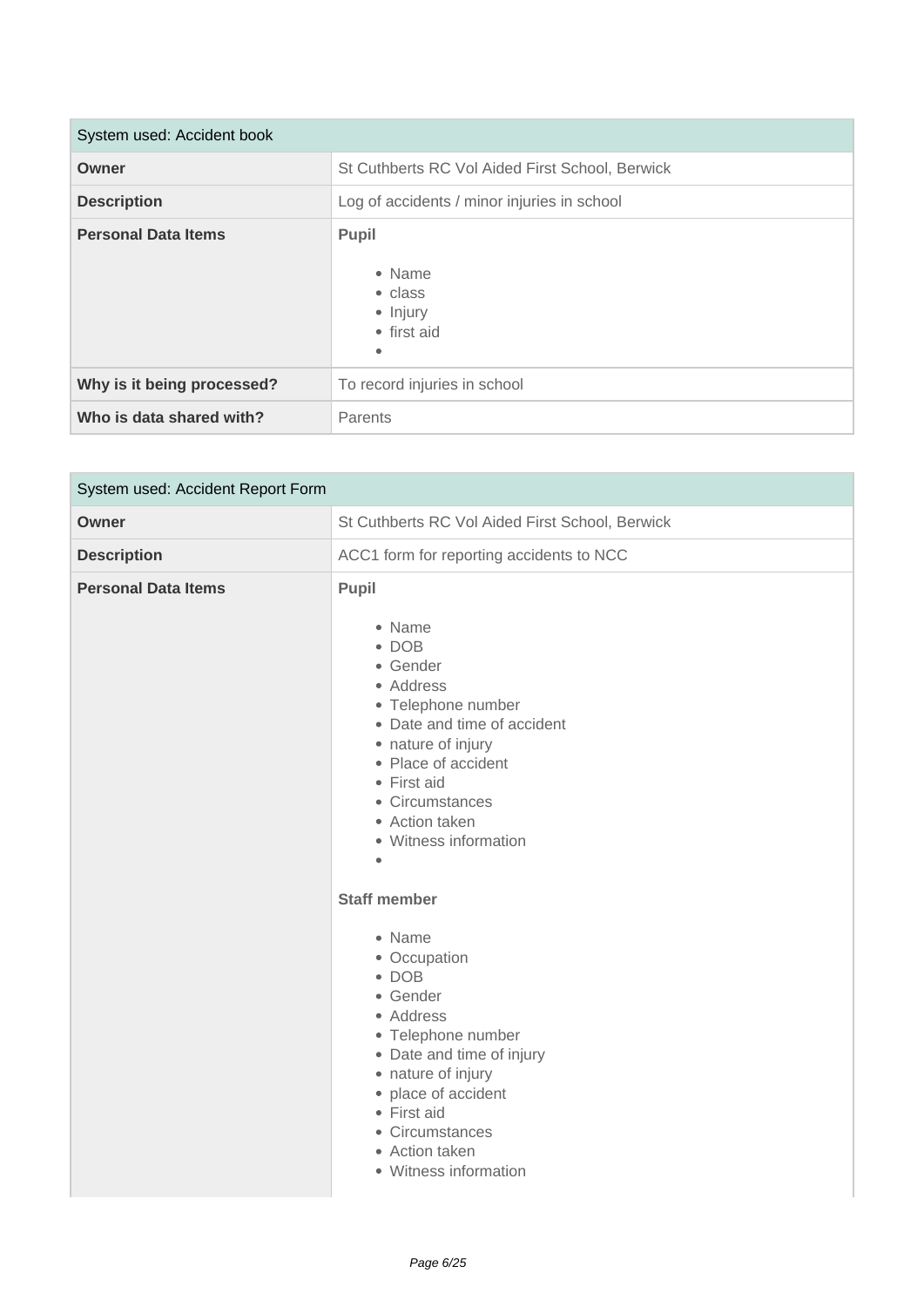| System used: Accident book | |
|---|---|
| **Owner** | St Cuthberts RC Vol Aided First School, Berwick |
| **Description** | Log of accidents / minor injuries in school |
| **Personal Data Items** | **Pupil**<br><br>• Name<br>• class<br>• Injury<br>• first aid<br>• |
| **Why is it being processed?** | To record injuries in school |
| **Who is data shared with?** | Parents |

| System used: Accident Report Form | |
|---|---|
| **Owner** | St Cuthberts RC Vol Aided First School, Berwick |
| **Description** | ACC1 form for reporting accidents to NCC |
| **Personal Data Items** | **Pupil**<br><br>• Name<br>• DOB<br>• Gender<br>• Address<br>• Telephone number<br>• Date and time of accident<br>• nature of injury<br>• Place of accident<br>• First aid<br>• Circumstances<br>• Action taken<br>• Witness information<br>•<br><br>**Staff member**<br><br>• Name<br>• Occupation<br>• DOB<br>• Gender<br>• Address<br>• Telephone number<br>• Date and time of injury<br>• nature of injury<br>• place of accident<br>• First aid<br>• Circumstances<br>• Action taken<br>• Witness information |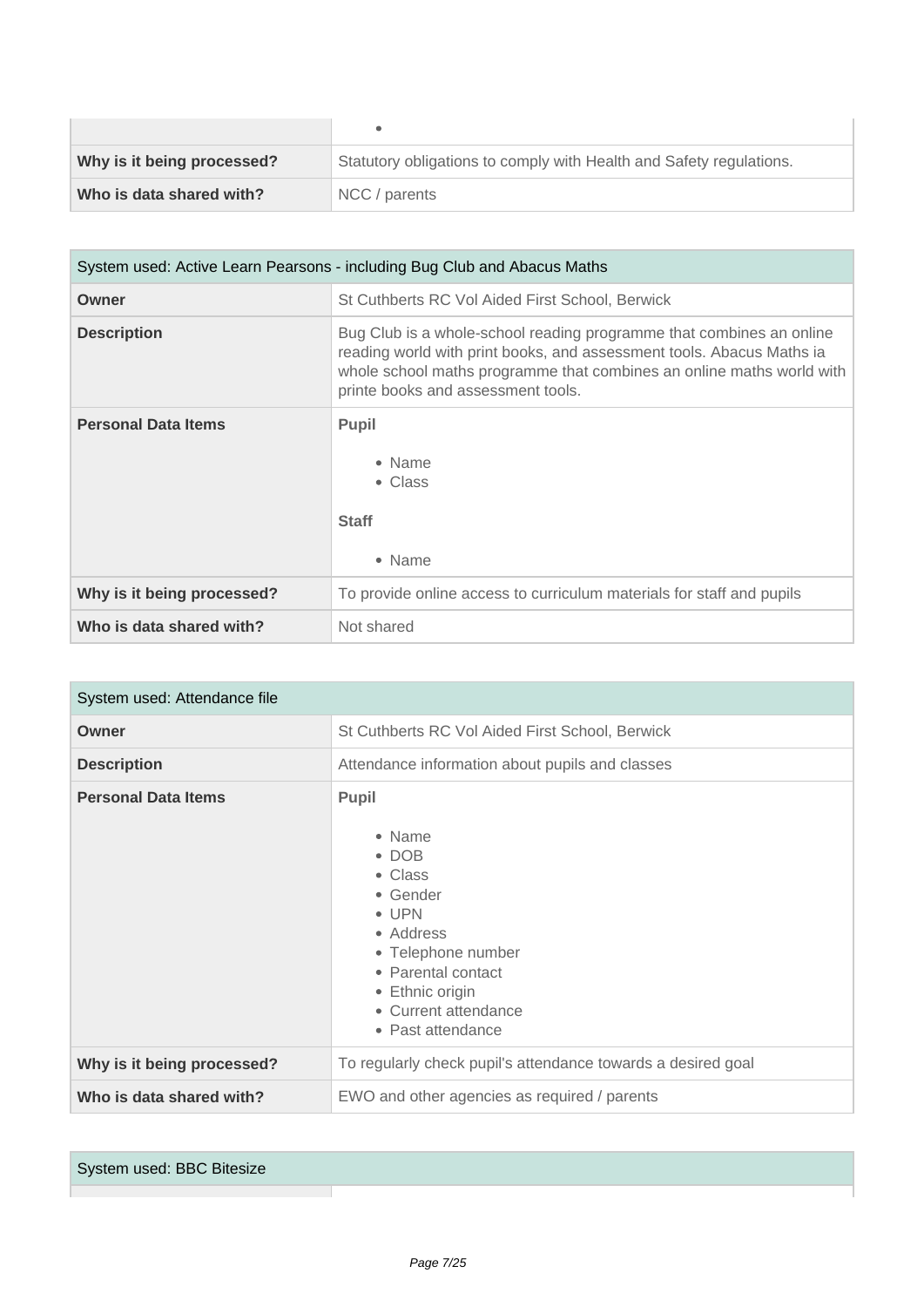| | |
|---|---|
| | • |
| **Why is it being processed?** | Statutory obligations to comply with Health and Safety regulations. |
| **Who is data shared with?** | NCC / parents |

| System used: Active Learn Pearsons - including Bug Club and Abacus Maths | |
|---|---|
| **Owner** | St Cuthberts RC Vol Aided First School, Berwick |
| **Description** | Bug Club is a whole-school reading programme that combines an online reading world with print books, and assessment tools. Abacus Maths ia whole school maths programme that combines an online maths world with printe books and assessment tools. |
| **Personal Data Items** | **Pupil**<br>• Name<br>• Class<br>**Staff**<br>• Name |
| **Why is it being processed?** | To provide online access to curriculum materials for staff and pupils |
| **Who is data shared with?** | Not shared |

| System used: Attendance file | |
|---|---|
| **Owner** | St Cuthberts RC Vol Aided First School, Berwick |
| **Description** | Attendance information about pupils and classes |
| **Personal Data Items** | **Pupil**<br>• Name<br>• DOB<br>• Class<br>• Gender<br>• UPN<br>• Address<br>• Telephone number<br>• Parental contact<br>• Ethnic origin<br>• Current attendance<br>• Past attendance |
| **Why is it being processed?** | To regularly check pupil's attendance towards a desired goal |
| **Who is data shared with?** | EWO and other agencies as required / parents |

| System used: BBC Bitesize | |
|---|---|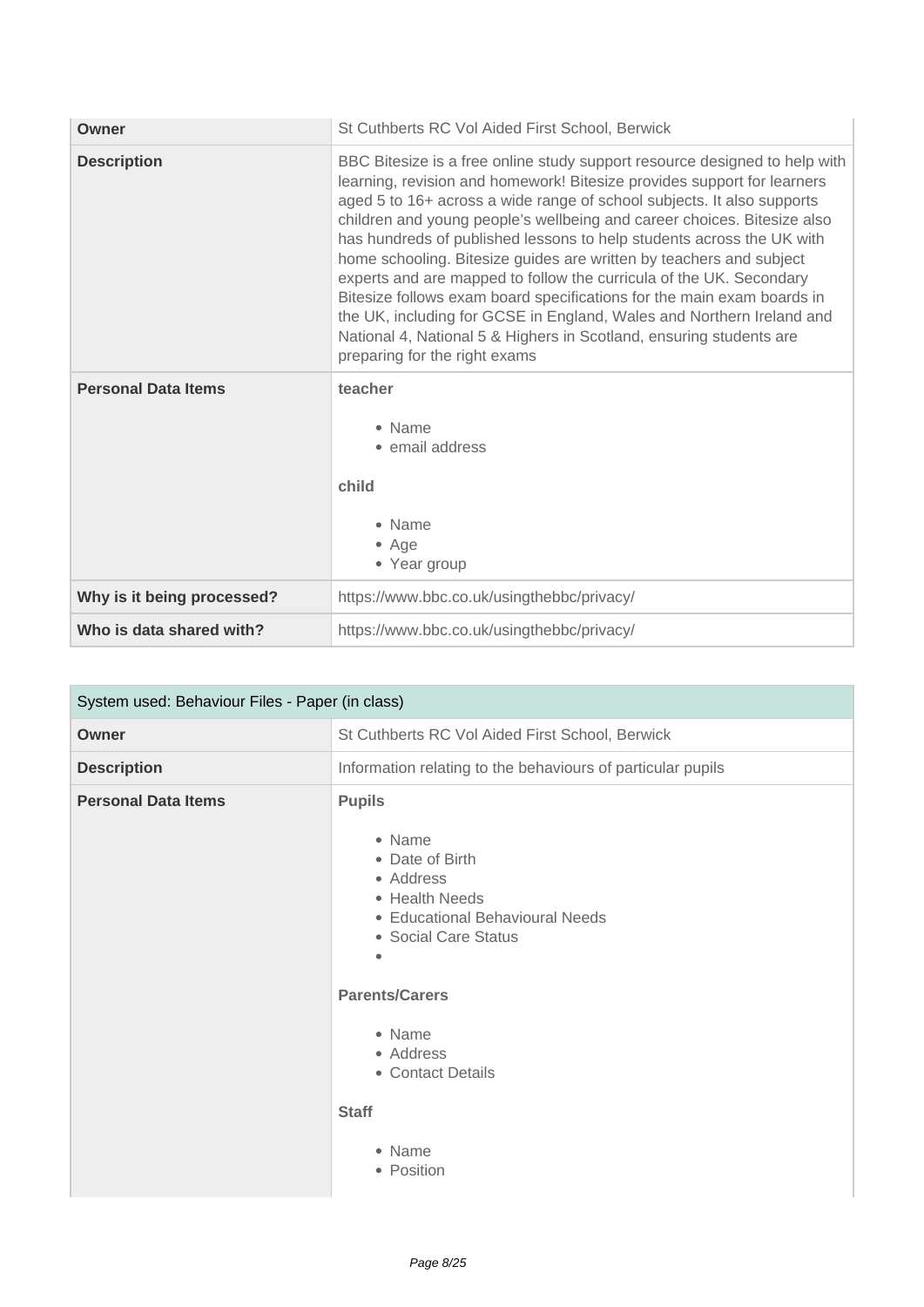| | |
|---|---|
| **Owner** | St Cuthberts RC Vol Aided First School, Berwick |
| **Description** | BBC Bitesize is a free online study support resource designed to help with learning, revision and homework! Bitesize provides support for learners aged 5 to 16+ across a wide range of school subjects. It also supports children and young people's wellbeing and career choices. Bitesize also has hundreds of published lessons to help students across the UK with home schooling. Bitesize guides are written by teachers and subject experts and are mapped to follow the curricula of the UK. Secondary Bitesize follows exam board specifications for the main exam boards in the UK, including for GCSE in England, Wales and Northern Ireland and National 4, National 5 & Highers in Scotland, ensuring students are preparing for the right exams |
| **Personal Data Items** | **teacher**<br><br>• Name<br>• email address<br><br>**child**<br><br>• Name<br>• Age<br>• Year group |
| **Why is it being processed?** | https://www.bbc.co.uk/usingthebbc/privacy/ |
| **Who is data shared with?** | https://www.bbc.co.uk/usingthebbc/privacy/ |

| System used: Behaviour Files - Paper (in class) | |
|---|---|
| **Owner** | St Cuthberts RC Vol Aided First School, Berwick |
| **Description** | Information relating to the behaviours of particular pupils |
| **Personal Data Items** | **Pupils**<br><br>• Name<br>• Date of Birth<br>• Address<br>• Health Needs<br>• Educational Behavioural Needs<br>• Social Care Status<br>•<br><br>**Parents/Carers**<br><br>• Name<br>• Address<br>• Contact Details<br><br>**Staff**<br><br>• Name<br>• Position |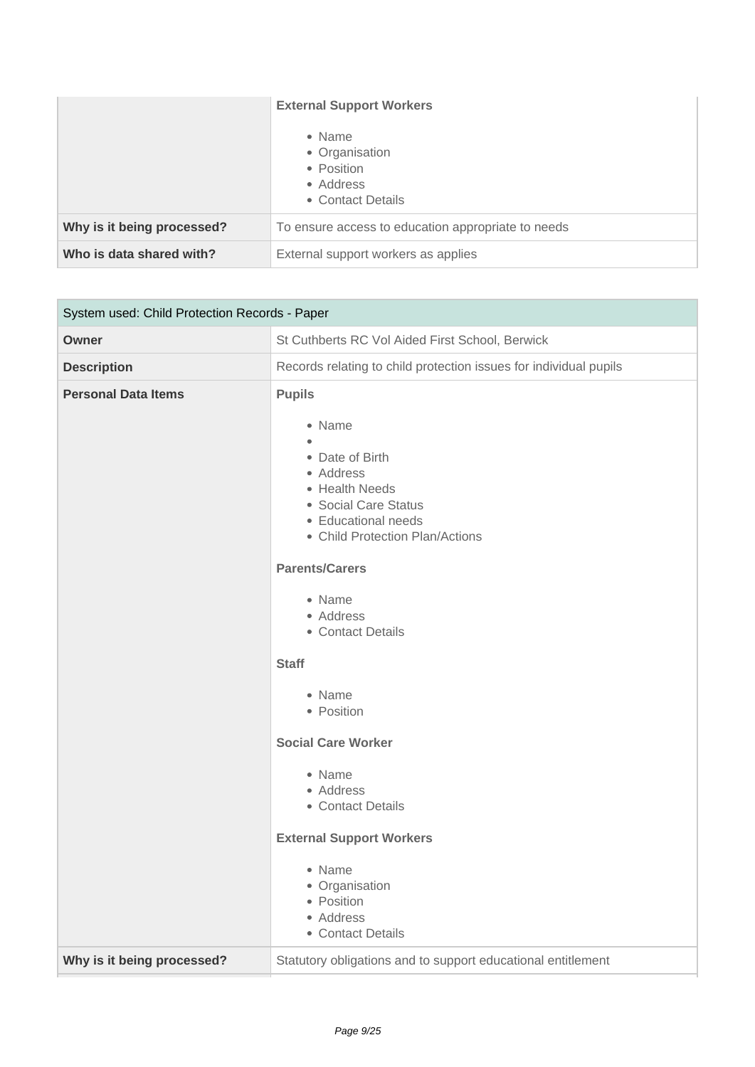| | |
|---|---|
| | **External Support Workers**<br><br>• Name<br>• Organisation<br>• Position<br>• Address<br>• Contact Details |
| **Why is it being processed?** | To ensure access to education appropriate to needs |
| **Who is data shared with?** | External support workers as applies |

| System used: Child Protection Records - Paper | |
|---|---|
| **Owner** | St Cuthberts RC Vol Aided First School, Berwick |
| **Description** | Records relating to child protection issues for individual pupils |
| **Personal Data Items** | **Pupils**<br><br>• Name<br>•<br>• Date of Birth<br>• Address<br>• Health Needs<br>• Social Care Status<br>• Educational needs<br>• Child Protection Plan/Actions<br><br>**Parents/Carers**<br><br>• Name<br>• Address<br>• Contact Details<br><br>**Staff**<br><br>• Name<br>• Position<br><br>**Social Care Worker**<br><br>• Name<br>• Address<br>• Contact Details<br><br>**External Support Workers**<br><br>• Name<br>• Organisation<br>• Position<br>• Address<br>• Contact Details |
| **Why is it being processed?** | Statutory obligations and to support educational entitlement |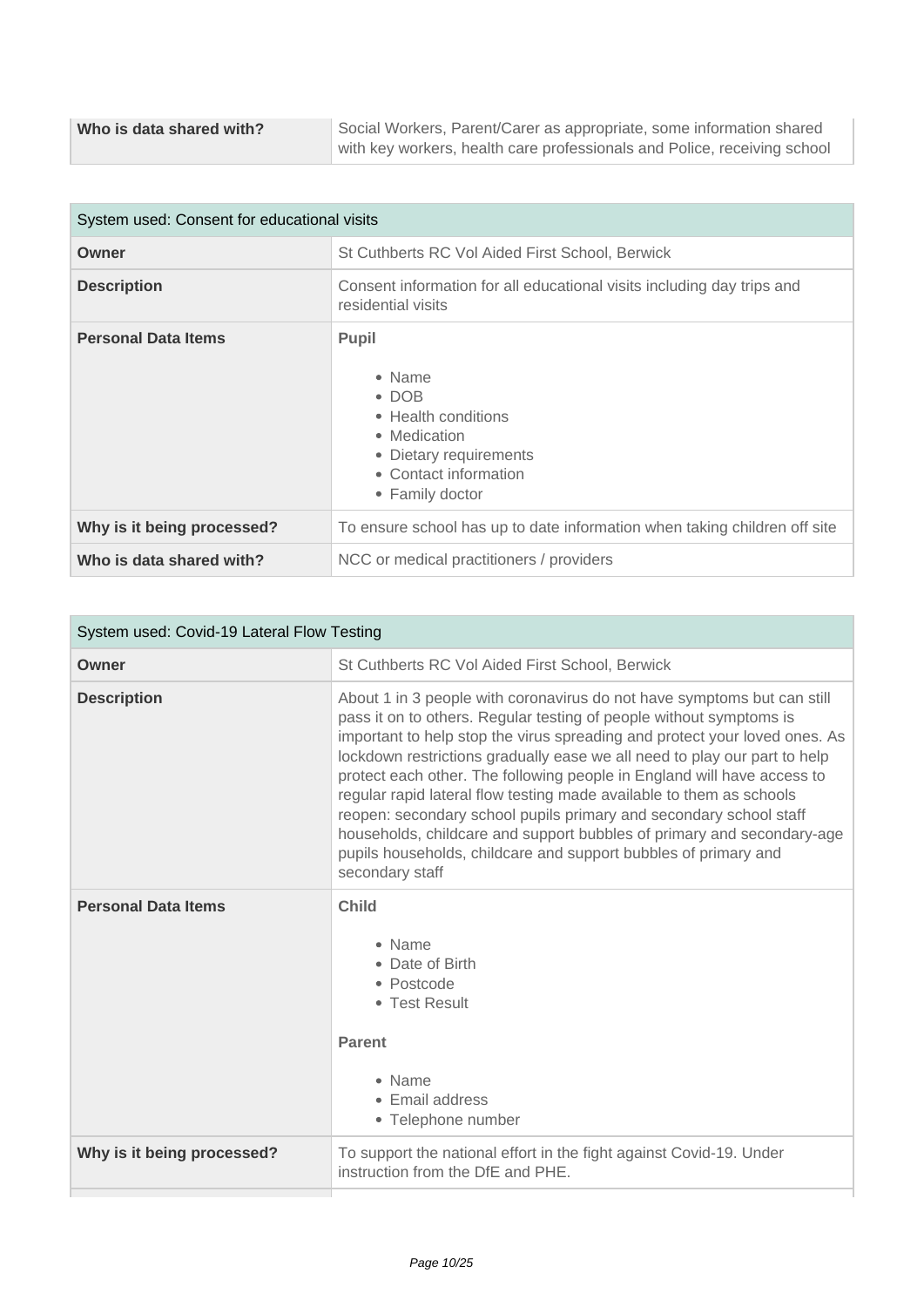| | |
|---|---|
| **Who is data shared with?** | Social Workers, Parent/Carer as appropriate, some information shared with key workers, health care professionals and Police, receiving school |

| System used: Consent for educational visits | |
|---|---|
| **Owner** | St Cuthberts RC Vol Aided First School, Berwick |
| **Description** | Consent information for all educational visits including day trips and residential visits |
| **Personal Data Items** | **Pupil**<br><br>• Name<br>• DOB<br>• Health conditions<br>• Medication<br>• Dietary requirements<br>• Contact information<br>• Family doctor |
| **Why is it being processed?** | To ensure school has up to date information when taking children off site |
| **Who is data shared with?** | NCC or medical practitioners / providers |

| System used: Covid-19 Lateral Flow Testing | |
|---|---|
| **Owner** | St Cuthberts RC Vol Aided First School, Berwick |
| **Description** | About 1 in 3 people with coronavirus do not have symptoms but can still pass it on to others. Regular testing of people without symptoms is important to help stop the virus spreading and protect your loved ones. As lockdown restrictions gradually ease we all need to play our part to help protect each other. The following people in England will have access to regular rapid lateral flow testing made available to them as schools reopen: secondary school pupils primary and secondary school staff households, childcare and support bubbles of primary and secondary-age pupils households, childcare and support bubbles of primary and secondary staff |
| **Personal Data Items** | **Child**<br><br>• Name<br>• Date of Birth<br>• Postcode<br>• Test Result<br><br>**Parent**<br><br>• Name<br>• Email address<br>• Telephone number |
| **Why is it being processed?** | To support the national effort in the fight against Covid-19. Under instruction from the DfE and PHE. |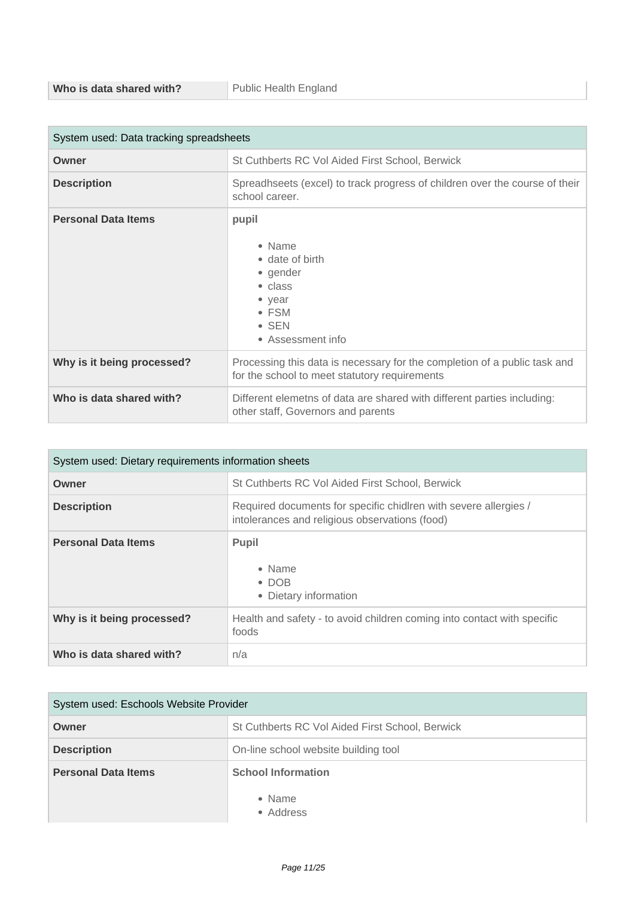| Who is data shared with? | Public Health England |
|---|---|

| System used: Data tracking spreadsheets | |
|---|---|
| **Owner** | St Cuthberts RC Vol Aided First School, Berwick |
| **Description** | Spreadhseets (excel) to track progress of children over the course of their school career. |
| **Personal Data Items** | **pupil**<br><br>• Name<br>• date of birth<br>• gender<br>• class<br>• year<br>• FSM<br>• SEN<br>• Assessment info |
| **Why is it being processed?** | Processing this data is necessary for the completion of a public task and for the school to meet statutory requirements |
| **Who is data shared with?** | Different elemetns of data are shared with different parties including: other staff, Governors and parents |

| System used: Dietary requirements information sheets | |
|---|---|
| **Owner** | St Cuthberts RC Vol Aided First School, Berwick |
| **Description** | Required documents for specific chidlren with severe allergies / intolerances and religious observations (food) |
| **Personal Data Items** | **Pupil**<br><br>• Name<br>• DOB<br>• Dietary information |
| **Why is it being processed?** | Health and safety - to avoid children coming into contact with specific foods |
| **Who is data shared with?** | n/a |

| System used: Eschools Website Provider | |
|---|---|
| **Owner** | St Cuthberts RC Vol Aided First School, Berwick |
| **Description** | On-line school website building tool |
| **Personal Data Items** | **School Information**<br><br>• Name<br>• Address |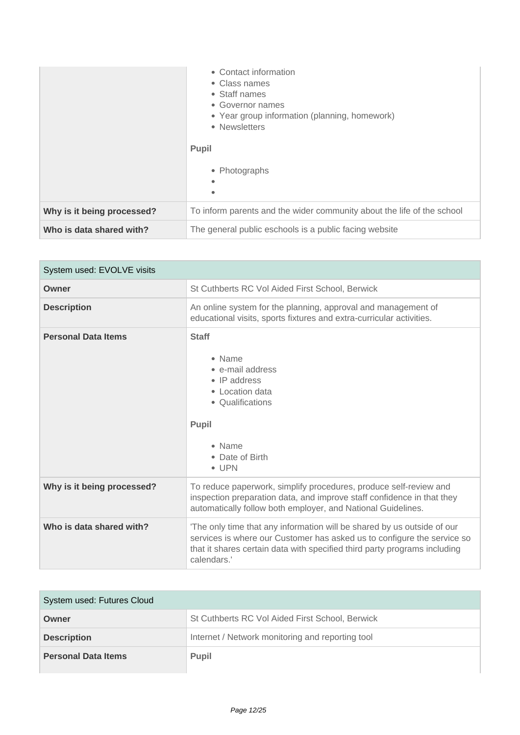| | |
|---|---|
| | • Contact information<br>• Class names<br>• Staff names<br>• Governor names<br>• Year group information (planning, homework)<br>• Newsletters<br><br>**Pupil**<br><br>• Photographs<br>•<br>• |
| **Why is it being processed?** | To inform parents and the wider community about the life of the school |
| **Who is data shared with?** | The general public eschools is a public facing website |

| System used: EVOLVE visits | |
|---|---|
| **Owner** | St Cuthberts RC Vol Aided First School, Berwick |
| **Description** | An online system for the planning, approval and management of educational visits, sports fixtures and extra-curricular activities. |
| **Personal Data Items** | **Staff**<br><br>• Name<br>• e-mail address<br>• IP address<br>• Location data<br>• Qualifications<br><br>**Pupil**<br><br>• Name<br>• Date of Birth<br>• UPN |
| **Why is it being processed?** | To reduce paperwork, simplify procedures, produce self-review and inspection preparation data, and improve staff confidence in that they automatically follow both employer, and National Guidelines. |
| **Who is data shared with?** | 'The only time that any information will be shared by us outside of our services is where our Customer has asked us to configure the service so that it shares certain data with specified third party programs including calendars.' |

| System used: Futures Cloud | |
|---|---|
| **Owner** | St Cuthberts RC Vol Aided First School, Berwick |
| **Description** | Internet / Network monitoring and reporting tool |
| **Personal Data Items** | **Pupil** |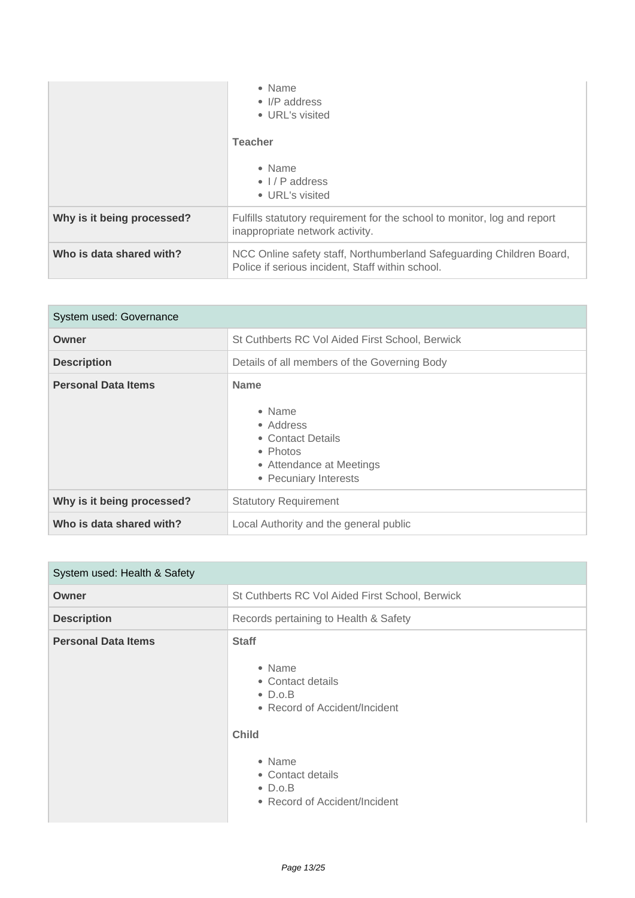| | |
|---|---|
| | • Name<br>• I/P address<br>• URL's visited<br><br>**Teacher**<br><br>• Name<br>• I / P address<br>• URL's visited |
| **Why is it being processed?** | Fulfills statutory requirement for the school to monitor, log and report inappropriate network activity. |
| **Who is data shared with?** | NCC Online safety staff, Northumberland Safeguarding Children Board, Police if serious incident, Staff within school. |

| System used: Governance | |
|---|---|
| **Owner** | St Cuthberts RC Vol Aided First School, Berwick |
| **Description** | Details of all members of the Governing Body |
| **Personal Data Items** | **Name**<br><br>• Name<br>• Address<br>• Contact Details<br>• Photos<br>• Attendance at Meetings<br>• Pecuniary Interests |
| **Why is it being processed?** | Statutory Requirement |
| **Who is data shared with?** | Local Authority and the general public |

| System used: Health & Safety | |
|---|---|
| **Owner** | St Cuthberts RC Vol Aided First School, Berwick |
| **Description** | Records pertaining to Health & Safety |
| **Personal Data Items** | **Staff**<br><br>• Name<br>• Contact details<br>• D.o.B<br>• Record of Accident/Incident<br><br>**Child**<br><br>• Name<br>• Contact details<br>• D.o.B<br>• Record of Accident/Incident |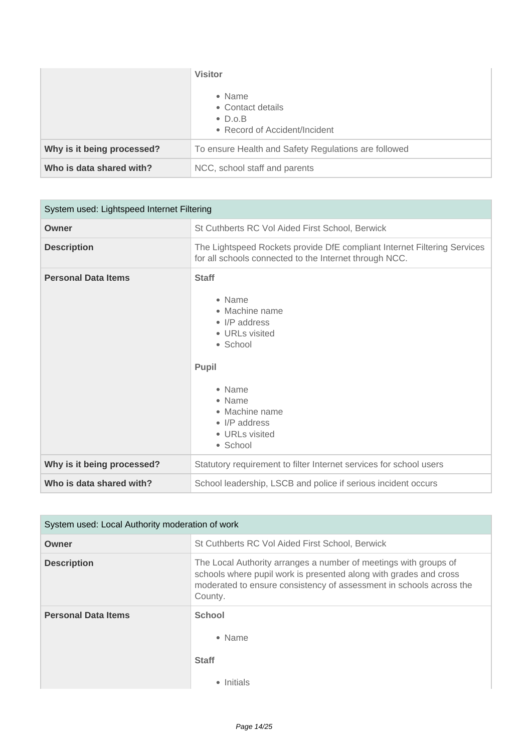| | |
|---|---|
| | **Visitor**<br><br>• Name<br>• Contact details<br>• D.o.B<br>• Record of Accident/Incident |
| **Why is it being processed?** | To ensure Health and Safety Regulations are followed |
| **Who is data shared with?** | NCC, school staff and parents |

| System used: Lightspeed Internet Filtering | |
|---|---|
| **Owner** | St Cuthberts RC Vol Aided First School, Berwick |
| **Description** | The Lightspeed Rockets provide DfE compliant Internet Filtering Services for all schools connected to the Internet through NCC. |
| **Personal Data Items** | **Staff**<br><br>• Name<br>• Machine name<br>• I/P address<br>• URLs visited<br>• School<br><br>**Pupil**<br><br>• Name<br>• Name<br>• Machine name<br>• I/P address<br>• URLs visited<br>• School |
| **Why is it being processed?** | Statutory requirement to filter Internet services for school users |
| **Who is data shared with?** | School leadership, LSCB and police if serious incident occurs |

| System used: Local Authority moderation of work | |
|---|---|
| **Owner** | St Cuthberts RC Vol Aided First School, Berwick |
| **Description** | The Local Authority arranges a number of meetings with groups of schools where pupil work is presented along with grades and cross moderated to ensure consistency of assessment in schools across the County. |
| **Personal Data Items** | **School**<br><br>• Name<br><br>**Staff**<br><br>• Initials |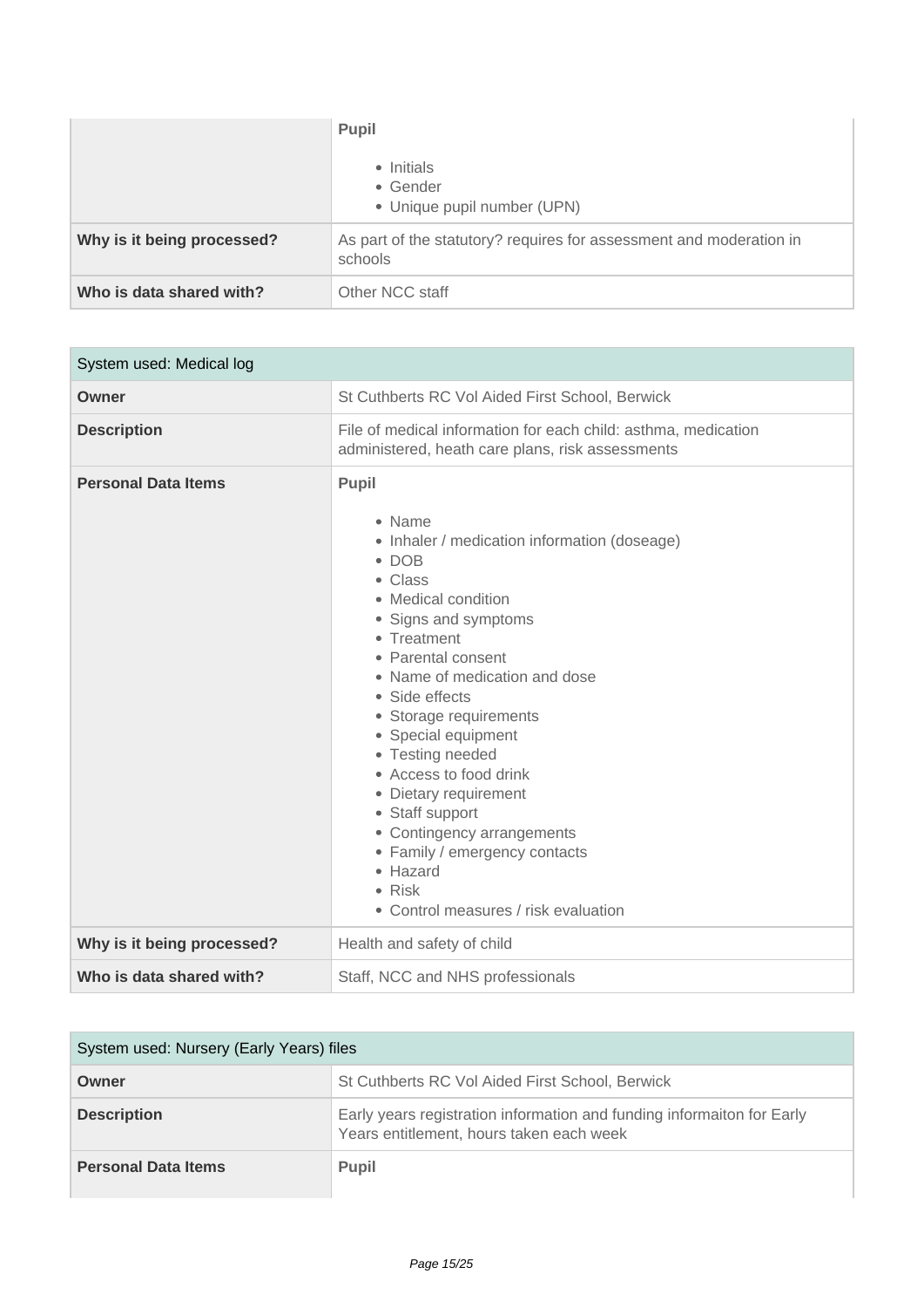| | |
|---|---|
| | **Pupil**<br><br>• Initials<br>• Gender<br>• Unique pupil number (UPN) |
| **Why is it being processed?** | As part of the statutory? requires for assessment and moderation in schools |
| **Who is data shared with?** | Other NCC staff |

| System used: Medical log | |
|---|---|
| **Owner** | St Cuthberts RC Vol Aided First School, Berwick |
| **Description** | File of medical information for each child: asthma, medication administered, heath care plans, risk assessments |
| **Personal Data Items** | **Pupil**<br><br>• Name<br>• Inhaler / medication information (doseage)<br>• DOB<br>• Class<br>• Medical condition<br>• Signs and symptoms<br>• Treatment<br>• Parental consent<br>• Name of medication and dose<br>• Side effects<br>• Storage requirements<br>• Special equipment<br>• Testing needed<br>• Access to food drink<br>• Dietary requirement<br>• Staff support<br>• Contingency arrangements<br>• Family / emergency contacts<br>• Hazard<br>• Risk<br>• Control measures / risk evaluation |
| **Why is it being processed?** | Health and safety of child |
| **Who is data shared with?** | Staff, NCC and NHS professionals |

| System used: Nursery (Early Years) files | |
|---|---|
| **Owner** | St Cuthberts RC Vol Aided First School, Berwick |
| **Description** | Early years registration information and funding informaiton for Early Years entitlement, hours taken each week |
| **Personal Data Items** | **Pupil** |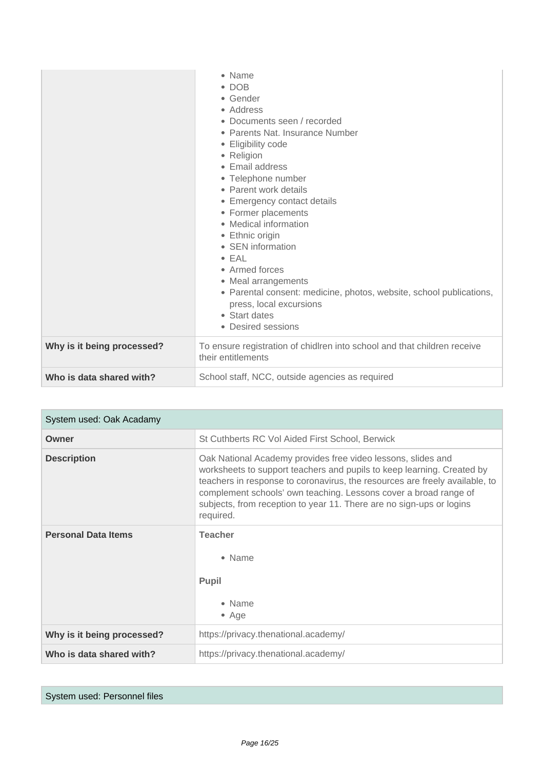| | |
|---|---|
| | • Name<br>• DOB<br>• Gender<br>• Address<br>• Documents seen / recorded<br>• Parents Nat. Insurance Number<br>• Eligibility code<br>• Religion<br>• Email address<br>• Telephone number<br>• Parent work details<br>• Emergency contact details<br>• Former placements<br>• Medical information<br>• Ethnic origin<br>• SEN information<br>• EAL<br>• Armed forces<br>• Meal arrangements<br>• Parental consent: medicine, photos, website, school publications, press, local excursions<br>• Start dates<br>• Desired sessions |
| **Why is it being processed?** | To ensure registration of chidlren into school and that children receive their entitlements |
| **Who is data shared with?** | School staff, NCC, outside agencies as required |

| System used: Oak Acadamy | |
|---|---|
| **Owner** | St Cuthberts RC Vol Aided First School, Berwick |
| **Description** | Oak National Academy provides free video lessons, slides and worksheets to support teachers and pupils to keep learning. Created by teachers in response to coronavirus, the resources are freely available, to complement schools' own teaching. Lessons cover a broad range of subjects, from reception to year 11. There are no sign-ups or logins required. |
| **Personal Data Items** | **Teacher**<br><br>• Name<br><br>**Pupil**<br><br>• Name<br>• Age |
| **Why is it being processed?** | https://privacy.thenational.academy/ |
| **Who is data shared with?** | https://privacy.thenational.academy/ |

| System used: Personnel files |
|---|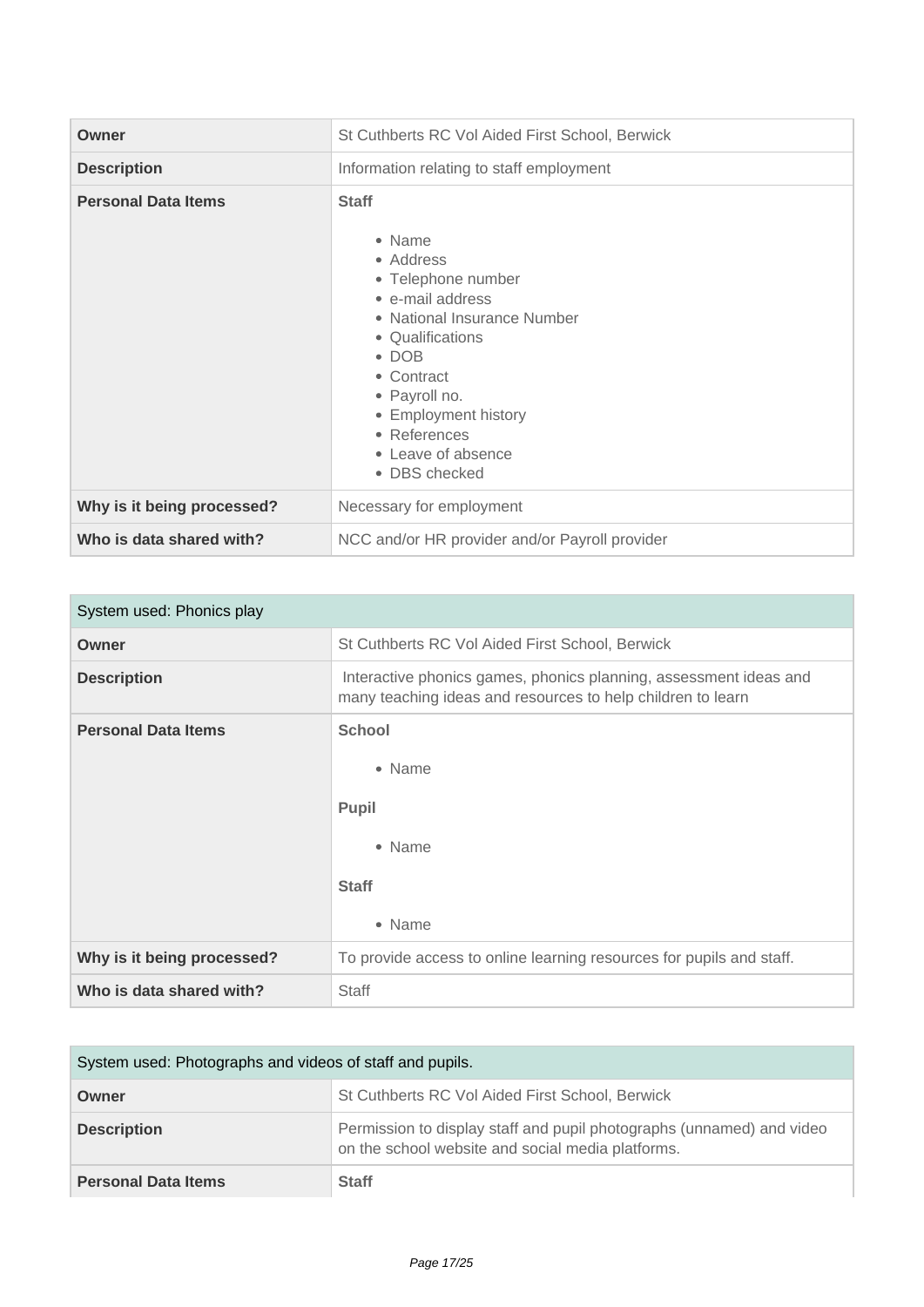| Owner | St Cuthberts RC Vol Aided First School, Berwick |
|---|---|
| **Description** | Information relating to staff employment |
| **Personal Data Items** | **Staff**<br><br>• Name<br>• Address<br>• Telephone number<br>• e-mail address<br>• National Insurance Number<br>• Qualifications<br>• DOB<br>• Contract<br>• Payroll no.<br>• Employment history<br>• References<br>• Leave of absence<br>• DBS checked |
| **Why is it being processed?** | Necessary for employment |
| **Who is data shared with?** | NCC and/or HR provider and/or Payroll provider |

| System used: Phonics play | |
|---|---|
| **Owner** | St Cuthberts RC Vol Aided First School, Berwick |
| **Description** | Interactive phonics games, phonics planning, assessment ideas and many teaching ideas and resources to help children to learn |
| **Personal Data Items** | **School**<br><br>• Name<br><br>**Pupil**<br><br>• Name<br><br>**Staff**<br><br>• Name |
| **Why is it being processed?** | To provide access to online learning resources for pupils and staff. |
| **Who is data shared with?** | Staff |

| System used: Photographs and videos of staff and pupils. | |
|---|---|
| **Owner** | St Cuthberts RC Vol Aided First School, Berwick |
| **Description** | Permission to display staff and pupil photographs (unnamed) and video on the school website and social media platforms. |
| **Personal Data Items** | **Staff** |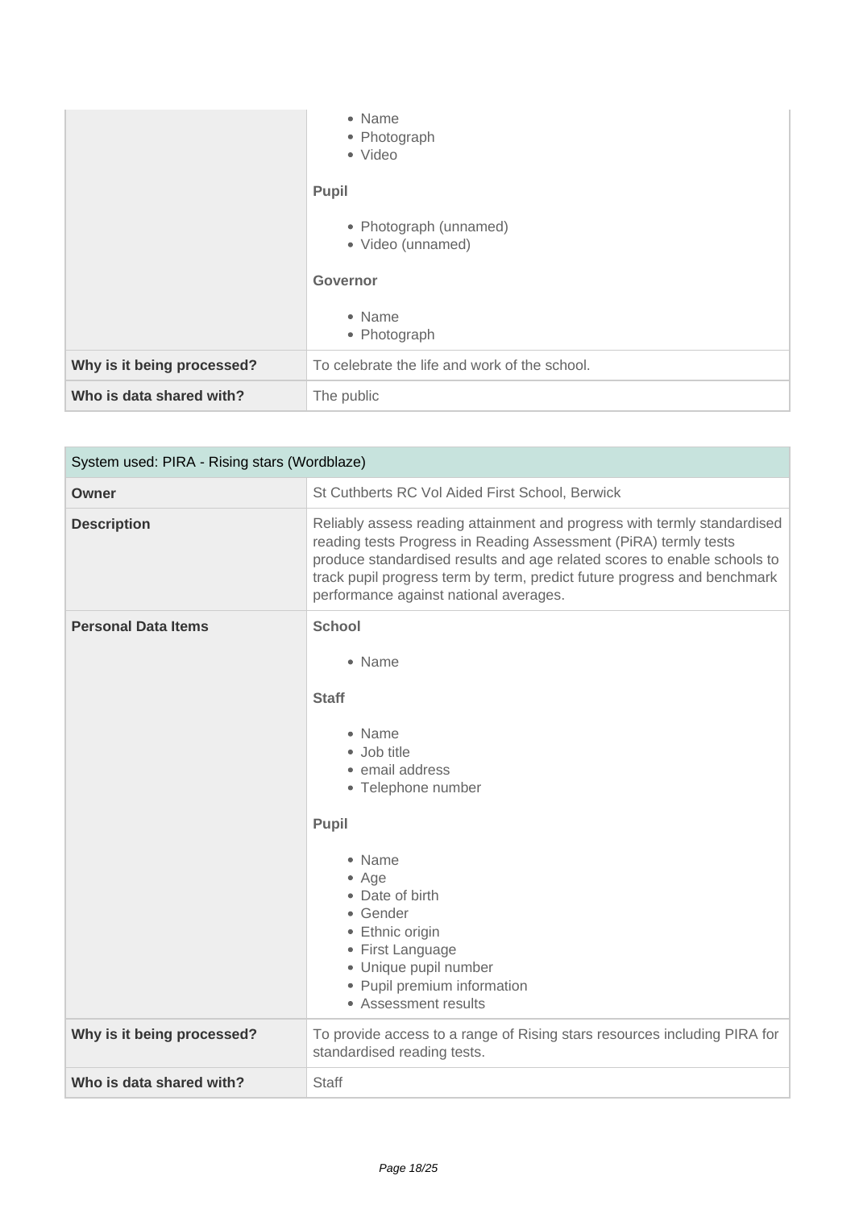| | |
|---|---|
| | • Name<br>• Photograph<br>• Video<br><br>**Pupil**<br><br>• Photograph (unnamed)<br>• Video (unnamed)<br><br>**Governor**<br><br>• Name<br>• Photograph |
| **Why is it being processed?** | To celebrate the life and work of the school. |
| **Who is data shared with?** | The public |

| System used: PIRA - Rising stars (Wordblaze) | |
|---|---|
| **Owner** | St Cuthberts RC Vol Aided First School, Berwick |
| **Description** | Reliably assess reading attainment and progress with termly standardised reading tests Progress in Reading Assessment (PiRA) termly tests produce standardised results and age related scores to enable schools to track pupil progress term by term, predict future progress and benchmark performance against national averages. |
| **Personal Data Items** | **School**<br><br>• Name<br><br>**Staff**<br><br>• Name<br>• Job title<br>• email address<br>• Telephone number<br><br>**Pupil**<br><br>• Name<br>• Age<br>• Date of birth<br>• Gender<br>• Ethnic origin<br>• First Language<br>• Unique pupil number<br>• Pupil premium information<br>• Assessment results |
| **Why is it being processed?** | To provide access to a range of Rising stars resources including PIRA for standardised reading tests. |
| **Who is data shared with?** | Staff |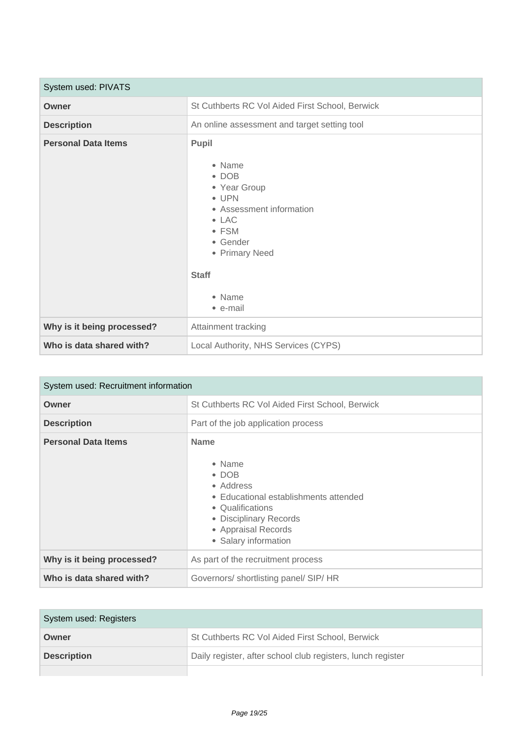| System used: PIVATS | |
|---|---|
| **Owner** | St Cuthberts RC Vol Aided First School, Berwick |
| **Description** | An online assessment and target setting tool |
| **Personal Data Items** | **Pupil**<br><br>• Name<br>• DOB<br>• Year Group<br>• UPN<br>• Assessment information<br>• LAC<br>• FSM<br>• Gender<br>• Primary Need<br><br>**Staff**<br><br>• Name<br>• e-mail |
| **Why is it being processed?** | Attainment tracking |
| **Who is data shared with?** | Local Authority, NHS Services (CYPS) |

| System used: Recruitment information | |
|---|---|
| **Owner** | St Cuthberts RC Vol Aided First School, Berwick |
| **Description** | Part of the job application process |
| **Personal Data Items** | **Name**<br><br>• Name<br>• DOB<br>• Address<br>• Educational establishments attended<br>• Qualifications<br>• Disciplinary Records<br>• Appraisal Records<br>• Salary information |
| **Why is it being processed?** | As part of the recruitment process |
| **Who is data shared with?** | Governors/ shortlisting panel/ SIP/ HR |

| System used: Registers | |
|---|---|
| **Owner** | St Cuthberts RC Vol Aided First School, Berwick |
| **Description** | Daily register, after school club registers, lunch register |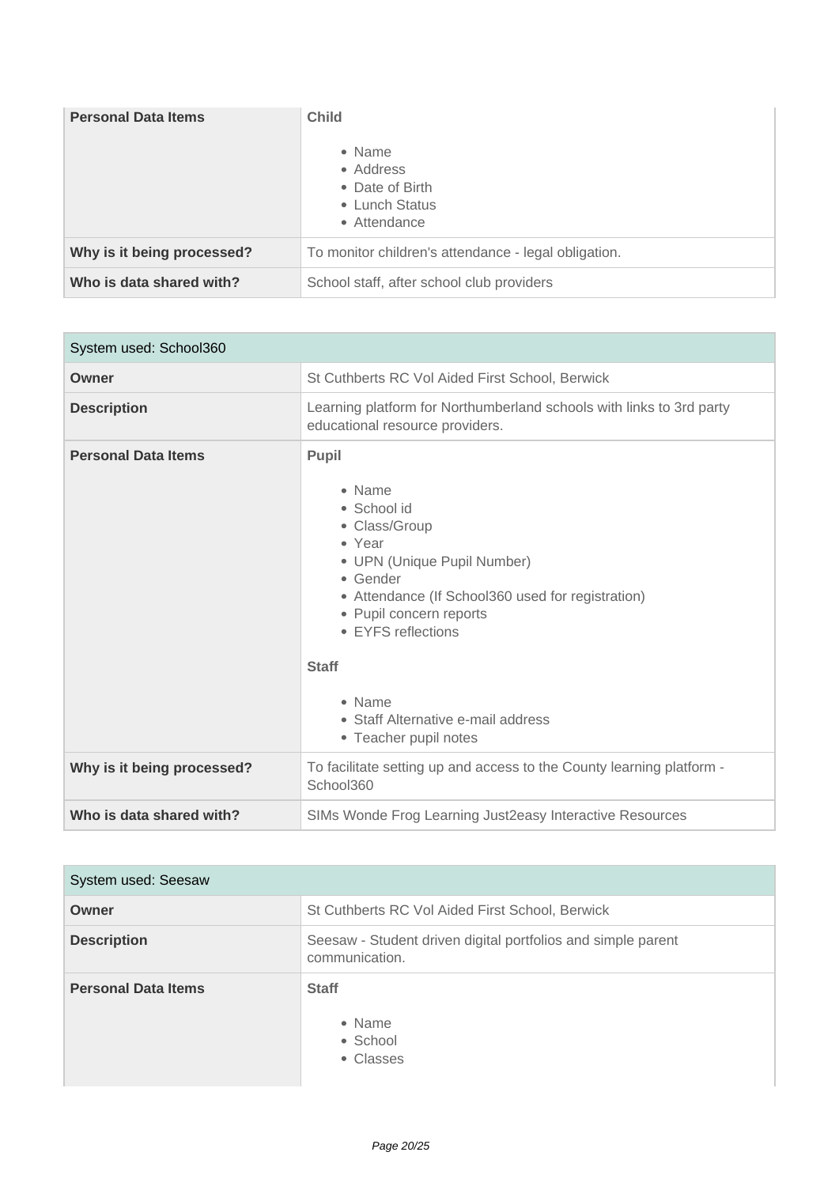| Personal Data Items | **Child**<br><br>• Name<br>• Address<br>• Date of Birth<br>• Lunch Status<br>• Attendance |
|---|---|
| **Why is it being processed?** | To monitor children's attendance - legal obligation. |
| **Who is data shared with?** | School staff, after school club providers |

| System used: School360 | |
|---|---|
| **Owner** | St Cuthberts RC Vol Aided First School, Berwick |
| **Description** | Learning platform for Northumberland schools with links to 3rd party educational resource providers. |
| **Personal Data Items** | **Pupil**<br><br>• Name<br>• School id<br>• Class/Group<br>• Year<br>• UPN (Unique Pupil Number)<br>• Gender<br>• Attendance (If School360 used for registration)<br>• Pupil concern reports<br>• EYFS reflections<br><br>**Staff**<br><br>• Name<br>• Staff Alternative e-mail address<br>• Teacher pupil notes |
| **Why is it being processed?** | To facilitate setting up and access to the County learning platform - School360 |
| **Who is data shared with?** | SIMs Wonde Frog Learning Just2easy Interactive Resources |

| System used: Seesaw | |
|---|---|
| **Owner** | St Cuthberts RC Vol Aided First School, Berwick |
| **Description** | Seesaw - Student driven digital portfolios and simple parent communication. |
| **Personal Data Items** | **Staff**<br><br>• Name<br>• School<br>• Classes |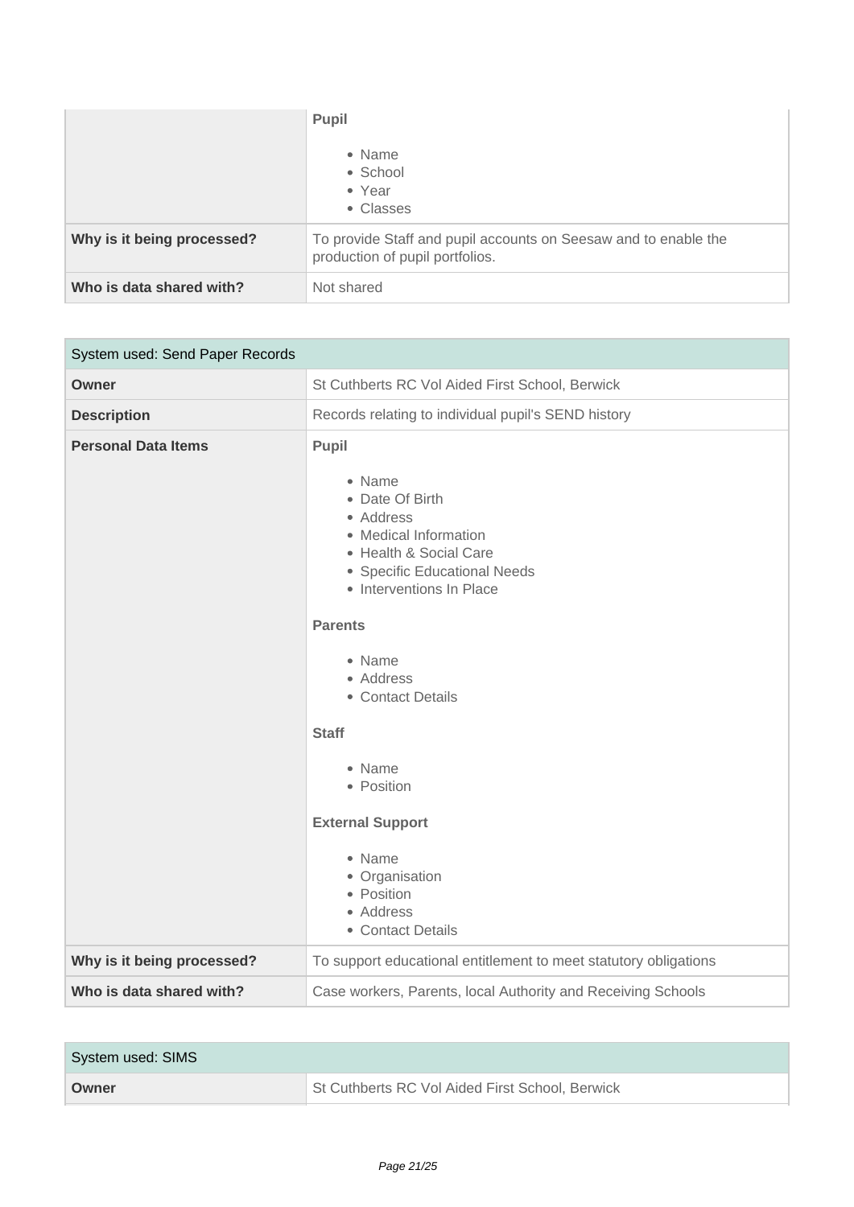| | |
|---|---|
| | **Pupil**<br><br>• Name<br>• School<br>• Year<br>• Classes |
| **Why is it being processed?** | To provide Staff and pupil accounts on Seesaw and to enable the production of pupil portfolios. |
| **Who is data shared with?** | Not shared |

| System used: Send Paper Records | |
|---|---|
| **Owner** | St Cuthberts RC Vol Aided First School, Berwick |
| **Description** | Records relating to individual pupil's SEND history |
| **Personal Data Items** | **Pupil**<br><br>• Name<br>• Date Of Birth<br>• Address<br>• Medical Information<br>• Health & Social Care<br>• Specific Educational Needs<br>• Interventions In Place<br><br>**Parents**<br><br>• Name<br>• Address<br>• Contact Details<br><br>**Staff**<br><br>• Name<br>• Position<br><br>**External Support**<br><br>• Name<br>• Organisation<br>• Position<br>• Address<br>• Contact Details |
| **Why is it being processed?** | To support educational entitlement to meet statutory obligations |
| **Who is data shared with?** | Case workers, Parents, local Authority and Receiving Schools |

| System used: SIMS | |
|---|---|
| **Owner** | St Cuthberts RC Vol Aided First School, Berwick |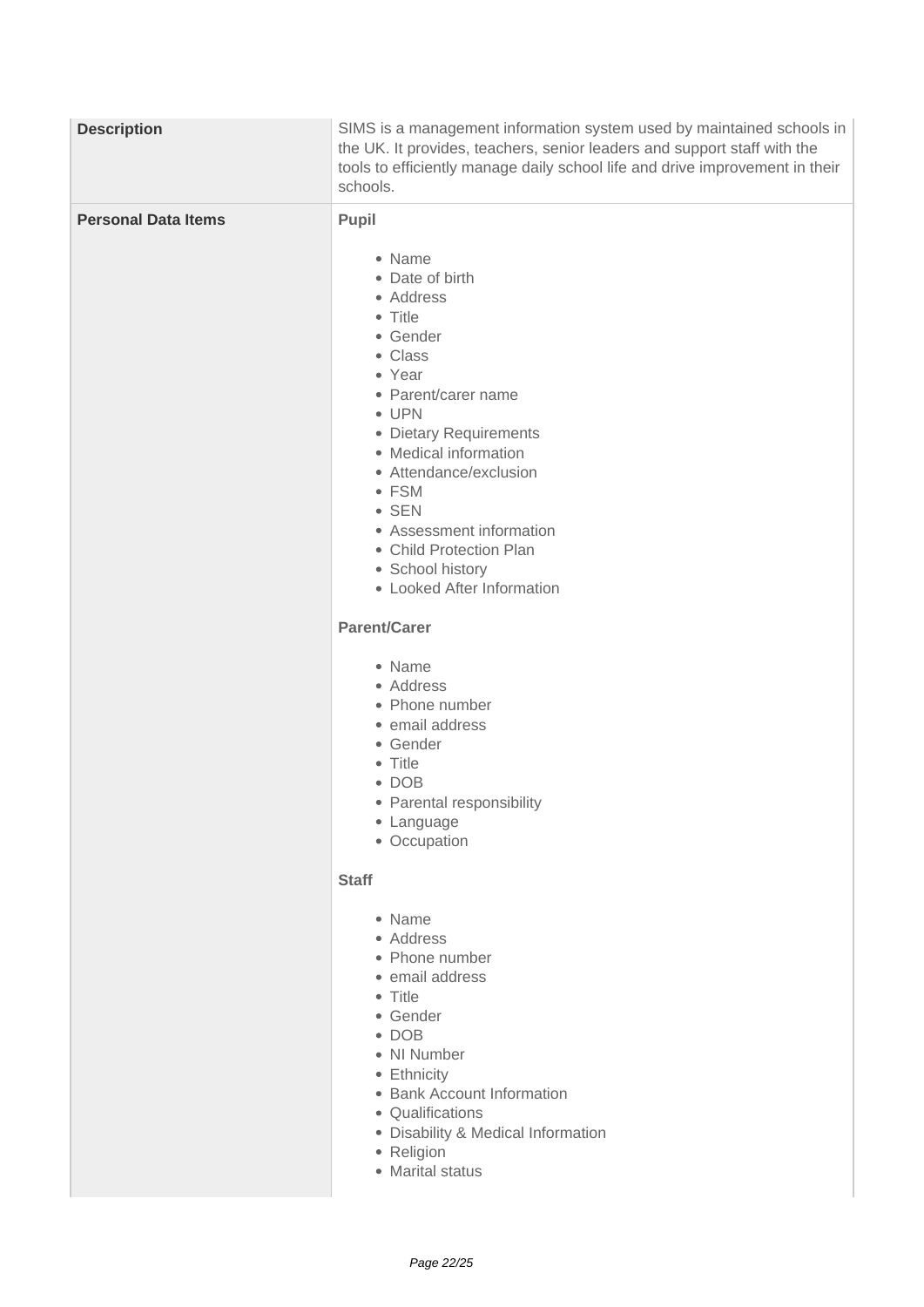| | |
|---|---|
| **Description** | SIMS is a management information system used by maintained schools in the UK. It provides, teachers, senior leaders and support staff with the tools to efficiently manage daily school life and drive improvement in their schools. |
| **Personal Data Items** | **Pupil**<br><br>• Name<br>• Date of birth<br>• Address<br>• Title<br>• Gender<br>• Class<br>• Year<br>• Parent/carer name<br>• UPN<br>• Dietary Requirements<br>• Medical information<br>• Attendance/exclusion<br>• FSM<br>• SEN<br>• Assessment information<br>• Child Protection Plan<br>• School history<br>• Looked After Information<br><br>**Parent/Carer**<br><br>• Name<br>• Address<br>• Phone number<br>• email address<br>• Gender<br>• Title<br>• DOB<br>• Parental responsibility<br>• Language<br>• Occupation<br><br>**Staff**<br><br>• Name<br>• Address<br>• Phone number<br>• email address<br>• Title<br>• Gender<br>• DOB<br>• NI Number<br>• Ethnicity<br>• Bank Account Information<br>• Qualifications<br>• Disability & Medical Information<br>• Religion<br>• Marital status |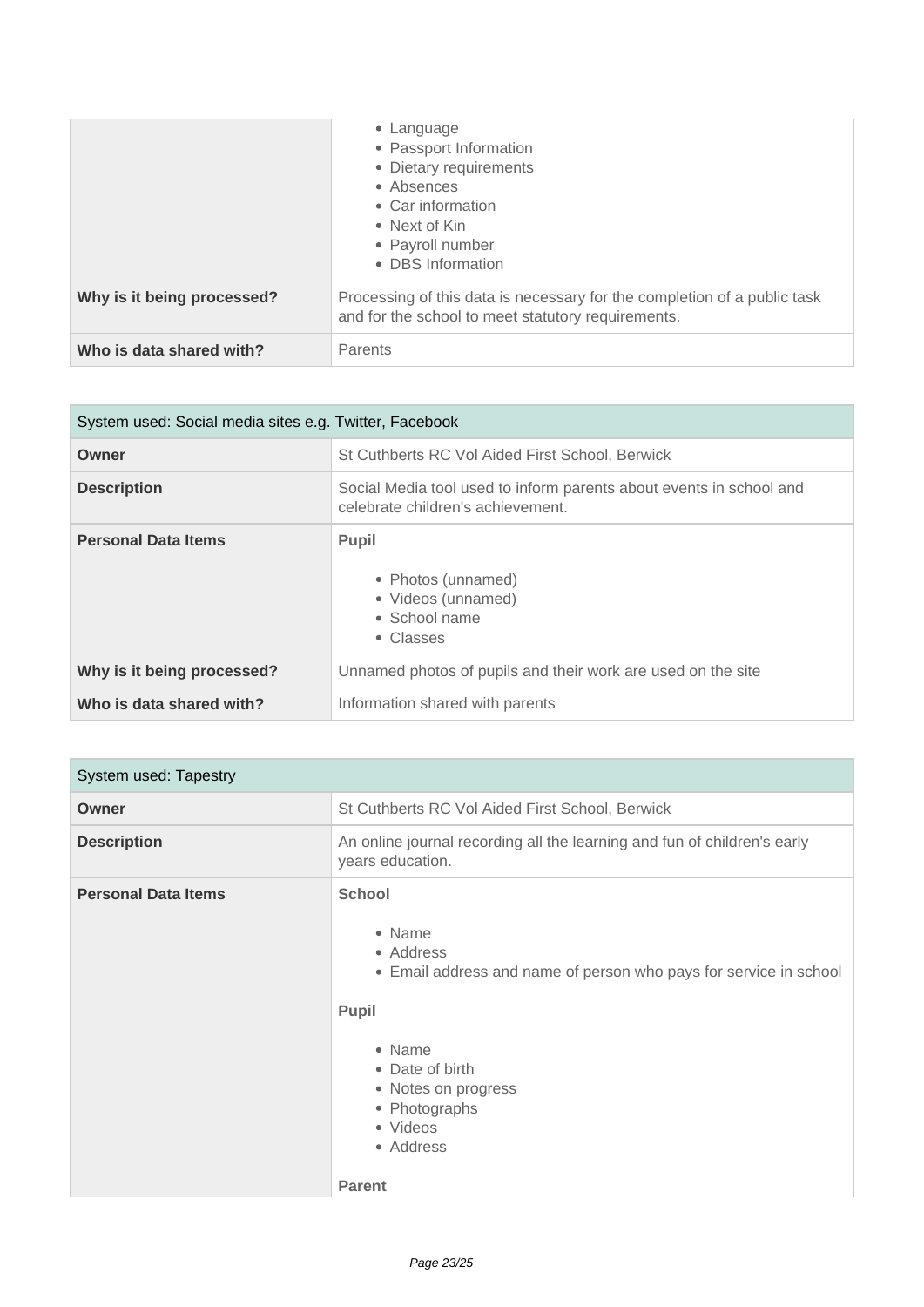| | |
|---|---|
| | • Language<br>• Passport Information<br>• Dietary requirements<br>• Absences<br>• Car information<br>• Next of Kin<br>• Payroll number<br>• DBS Information |
| **Why is it being processed?** | Processing of this data is necessary for the completion of a public task and for the school to meet statutory requirements. |
| **Who is data shared with?** | Parents |

| System used: Social media sites e.g. Twitter, Facebook | |
|---|---|
| **Owner** | St Cuthberts RC Vol Aided First School, Berwick |
| **Description** | Social Media tool used to inform parents about events in school and celebrate children's achievement. |
| **Personal Data Items** | **Pupil**<br><br>• Photos (unnamed)<br>• Videos (unnamed)<br>• School name<br>• Classes |
| **Why is it being processed?** | Unnamed photos of pupils and their work are used on the site |
| **Who is data shared with?** | Information shared with parents |

| System used: Tapestry | |
|---|---|
| **Owner** | St Cuthberts RC Vol Aided First School, Berwick |
| **Description** | An online journal recording all the learning and fun of children's early years education. |
| **Personal Data Items** | **School**<br><br>• Name<br>• Address<br>• Email address and name of person who pays for service in school<br><br>**Pupil**<br><br>• Name<br>• Date of birth<br>• Notes on progress<br>• Photographs<br>• Videos<br>• Address<br><br>**Parent** |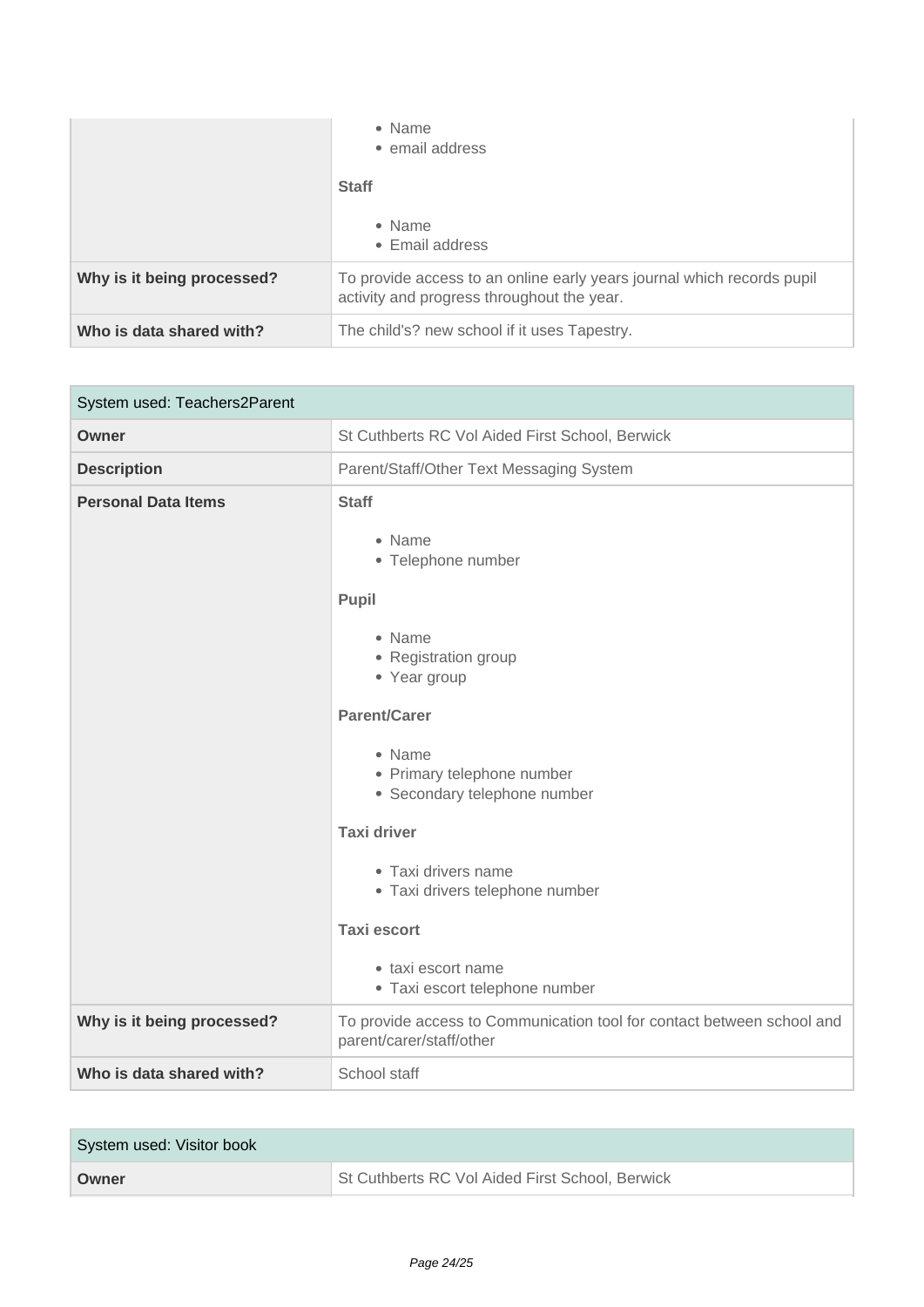| | |
|---|---|
| | • Name<br>• email address<br><br>**Staff**<br><br>• Name<br>• Email address |
| **Why is it being processed?** | To provide access to an online early years journal which records pupil activity and progress throughout the year. |
| **Who is data shared with?** | The child's? new school if it uses Tapestry. |

| System used: Teachers2Parent | |
|---|---|
| **Owner** | St Cuthberts RC Vol Aided First School, Berwick |
| **Description** | Parent/Staff/Other Text Messaging System |
| **Personal Data Items** | **Staff**<br><br>• Name<br>• Telephone number<br><br>**Pupil**<br><br>• Name<br>• Registration group<br>• Year group<br><br>**Parent/Carer**<br><br>• Name<br>• Primary telephone number<br>• Secondary telephone number<br><br>**Taxi driver**<br><br>• Taxi drivers name<br>• Taxi drivers telephone number<br><br>**Taxi escort**<br><br>• taxi escort name<br>• Taxi escort telephone number |
| **Why is it being processed?** | To provide access to Communication tool for contact between school and parent/carer/staff/other |
| **Who is data shared with?** | School staff |

| System used: Visitor book | |
|---|---|
| **Owner** | St Cuthberts RC Vol Aided First School, Berwick |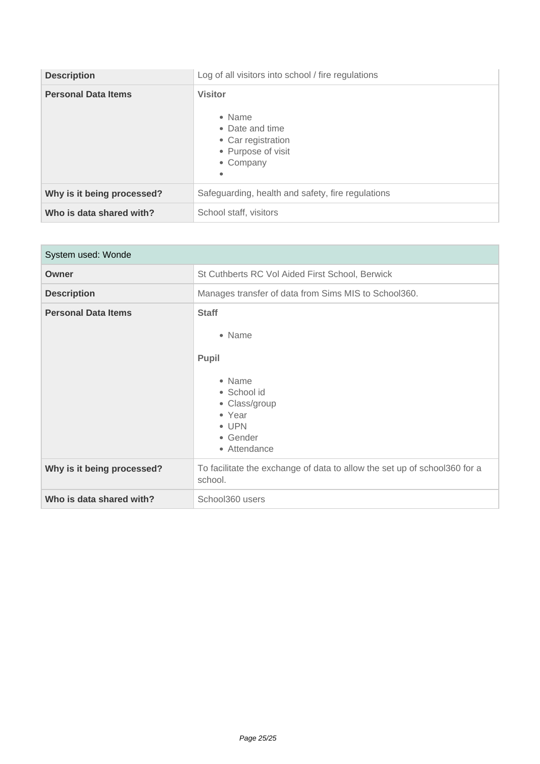| | |
|---|---|
| **Description** | Log of all visitors into school / fire regulations |
| **Personal Data Items** | **Visitor**<br><br>• Name<br>• Date and time<br>• Car registration<br>• Purpose of visit<br>• Company<br>• |
| **Why is it being processed?** | Safeguarding, health and safety, fire regulations |
| **Who is data shared with?** | School staff, visitors |

| System used: Wonde | |
|---|---|
| **Owner** | St Cuthberts RC Vol Aided First School, Berwick |
| **Description** | Manages transfer of data from Sims MIS to School360. |
| **Personal Data Items** | **Staff**<br><br>• Name<br><br>**Pupil**<br><br>• Name<br>• School id<br>• Class/group<br>• Year<br>• UPN<br>• Gender<br>• Attendance |
| **Why is it being processed?** | To facilitate the exchange of data to allow the set up of school360 for a school. |
| **Who is data shared with?** | School360 users |